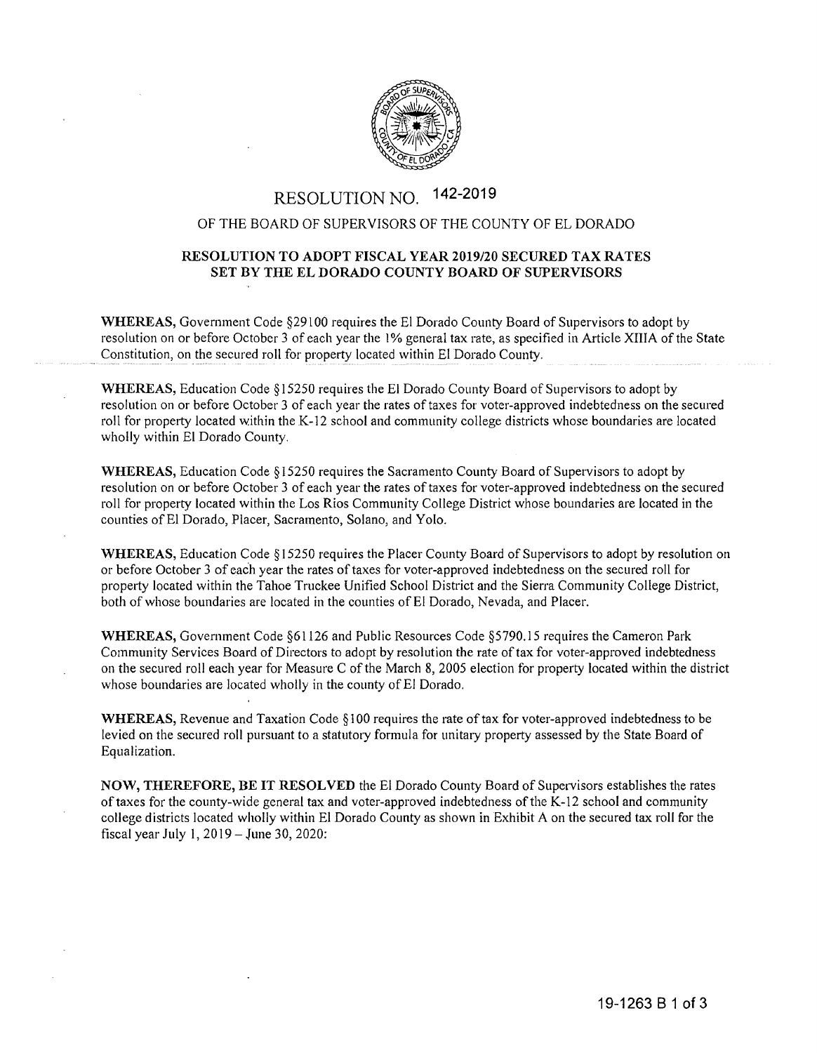# RESOLUTION NO. 142-2019

## OF THE BOARD OF SUPERVISORS OF THE COUNTY OF EL DORADO

### RESOLUTION TO ADOPT FISCAL YEAR 2019/20 SECURED TAX RATES SET BY THE EL DORADO COUNTY BOARD OF SUPERVISORS

**WHEREAS,** Government Code §29100 requires the El Dorado County Board of Supervisors to adopt by resolution on or before October 3 of each year the 1% general tax rate, as specified in Article XIIIA of the State Constitution, on the secured roll for property located within El Dorado County.

**WHEREAS,** Education Code §15250 requires the El Dorado County Board of Supervisors to adopt by resolution on or before October 3 of each year the rates of taxes for voter-approved indebtedness on the secured roll for property located within the K-12 school and community college districts whose boundaries are located wholly within El Dorado County.

**WHEREAS,** Education Code §15250 requires the Sacramento County Board of Supervisors to adopt by resolution on or before October 3 of each year the rates of taxes for voter-approved indebtedness on the secured roll for property located within the Los Rios Community College District whose boundaries are located in the counties of El Dorado, Placer, Sacramento, Solano, and Yolo.

**WHEREAS,** Education Code §15250 requires the Placer County Board of Supervisors to adopt by resolution on or before October 3 of each year the rates of taxes for voter-approved indebtedness on the secured roll for property located within the Tahoe Truckee Unified School District and the Sierra Community College District, both of whose boundaries are located in the counties of El Dorado, Nevada, and Placer.

**WHEREAS,** Government Code §61126 and Public Resources Code §5790.15 requires the Cameron Park Community Services Board of Directors to adopt by resolution the rate of tax for voter-approved indebtedness on the secured roll each year for Measure C of the March 8, 2005 election for property located within the district whose boundaries are located wholly in the county of El Dorado.

**WHEREAS,** Revenue and Taxation Code §100 requires the rate of tax for voter-approved indebtedness to be levied on the secured roll pursuant to a statutory formula for unitary property assessed by the State Board of Equalization.

**NOW, THEREFORE, BE IT RESOLVED** the El Dorado County Board of Supervisors establishes the rates of taxes for the county-wide general tax and voter-approved indebtedness of the K-12 school and community college districts located wholly within El Dorado County as shown in Exhibit A on the secured tax roll for the fiscal year July 1, 2019 – June 30, 2020: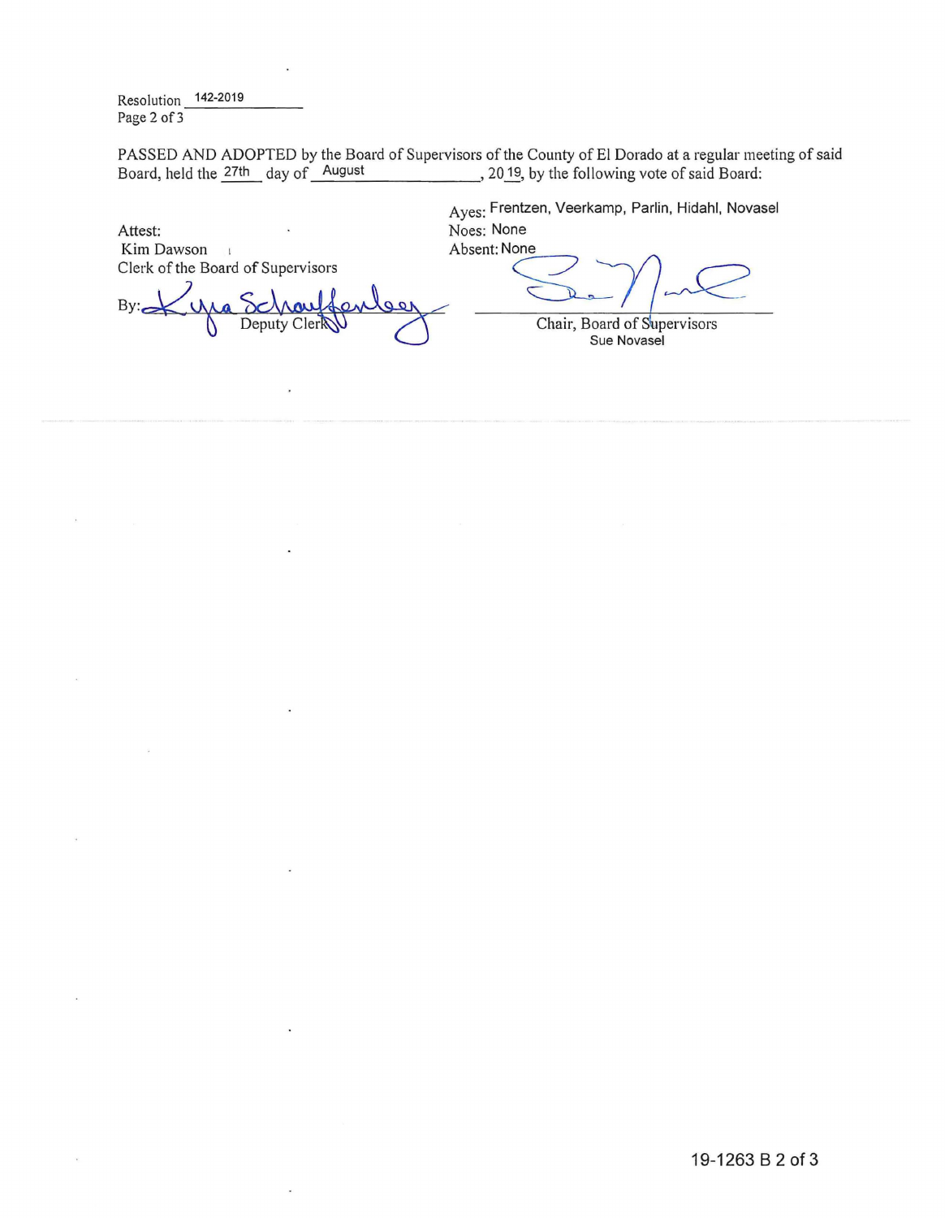Resolution 142-2019
Page 2 of 3

PASSED AND ADOPTED by the Board of Supervisors of the County of El Dorado at a regular meeting of said Board, held the 27th day of August, 2019, by the following vote of said Board:

Ayes: Frentzen, Veerkamp, Parlin, Hidahl, Novasel
Noes: None
Absent: None

Attest:
Kim Dawson
Clerk of the Board of Supervisors

By: Kyra Schauffenberg
Deputy Clerk

Chair, Board of Supervisors
Sue Novasel

19-1263 B 2 of 3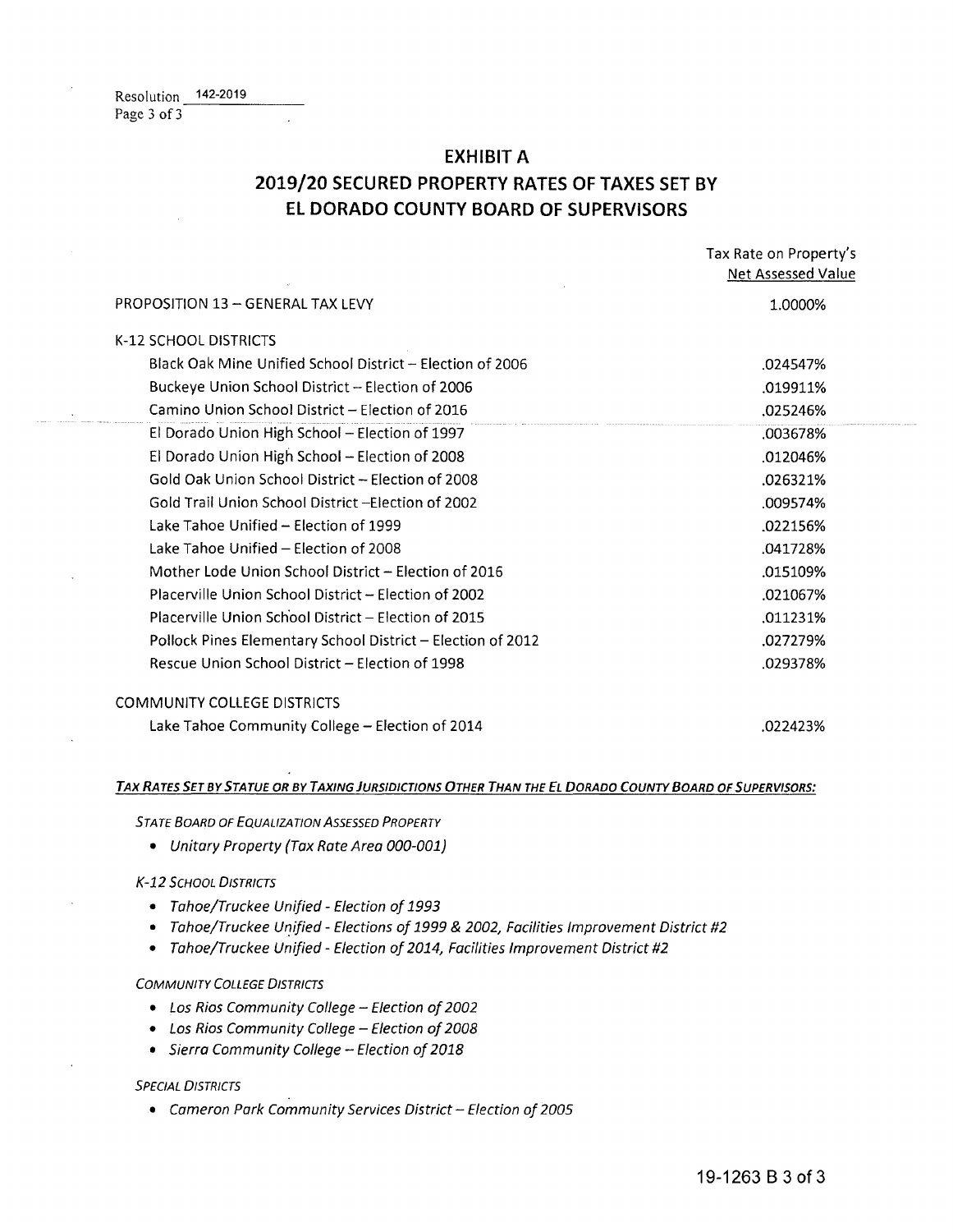# EXHIBIT A

## 2019/20 SECURED PROPERTY RATES OF TAXES SET BY EL DORADO COUNTY BOARD OF SUPERVISORS

| | Tax Rate on Property's Net Assessed Value |
|---|---|
| PROPOSITION 13 – GENERAL TAX LEVY | 1.0000% |
| **K-12 SCHOOL DISTRICTS** | |
| Black Oak Mine Unified School District – Election of 2006 | .024547% |
| Buckeye Union School District – Election of 2006 | .019911% |
| Camino Union School District – Election of 2016 | .025246% |
| El Dorado Union High School – Election of 1997 | .003678% |
| El Dorado Union High School – Election of 2008 | .012046% |
| Gold Oak Union School District – Election of 2008 | .026321% |
| Gold Trail Union School District –Election of 2002 | .009574% |
| Lake Tahoe Unified – Election of 1999 | .022156% |
| Lake Tahoe Unified – Election of 2008 | .041728% |
| Mother Lode Union School District – Election of 2016 | .015109% |
| Placerville Union School District – Election of 2002 | .021067% |
| Placerville Union School District – Election of 2015 | .011231% |
| Pollock Pines Elementary School District – Election of 2012 | .027279% |
| Rescue Union School District – Election of 1998 | .029378% |
| **COMMUNITY COLLEGE DISTRICTS** | |
| Lake Tahoe Community College – Election of 2014 | .022423% |

***TAX RATES SET BY STATUE OR BY TAXING JURISDICTIONS OTHER THAN THE EL DORADO COUNTY BOARD OF SUPERVISORS:***

*STATE BOARD OF EQUALIZATION ASSESSED PROPERTY*

- *Unitary Property (Tax Rate Area 000-001)*

*K-12 SCHOOL DISTRICTS*

- *Tahoe/Truckee Unified - Election of 1993*
- *Tahoe/Truckee Unified - Elections of 1999 & 2002, Facilities Improvement District #2*
- *Tahoe/Truckee Unified - Election of 2014, Facilities Improvement District #2*

*COMMUNITY COLLEGE DISTRICTS*

- *Los Rios Community College – Election of 2002*
- *Los Rios Community College – Election of 2008*
- *Sierra Community College – Election of 2018*

*SPECIAL DISTRICTS*

- *Cameron Park Community Services District – Election of 2005*